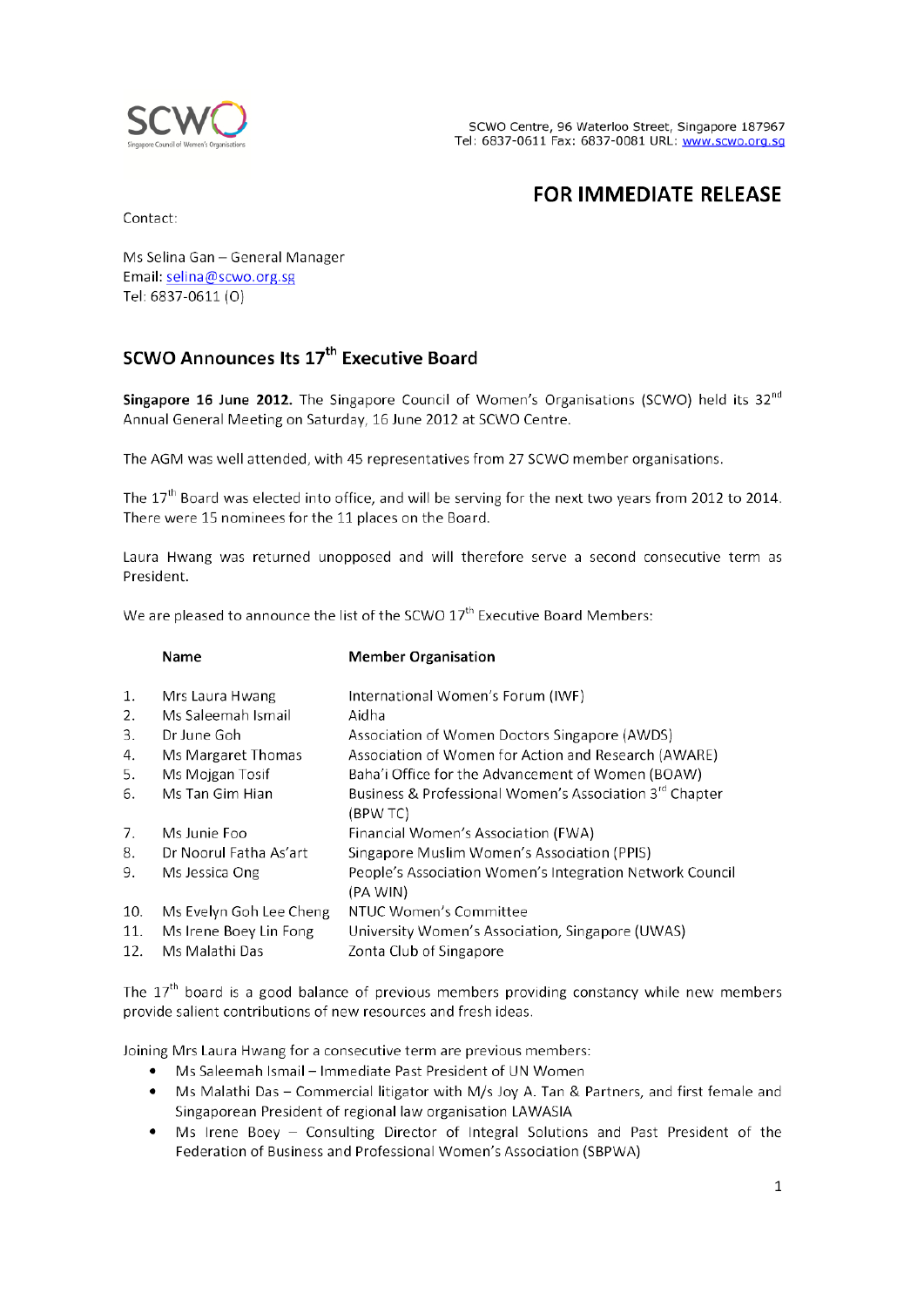SCWO Centre, 96 Waterloo Street, Singapore 187967
Tel: 6837-0611 Fax: 6837-0081 URL: www.scwo.org.sg

# FOR IMMEDIATE RELEASE

Contact:

Ms Selina Gan – General Manager
Email: selina@scwo.org.sg
Tel: 6837-0611 (O)

## SCWO Announces Its 17th Executive Board

**Singapore 16 June 2012.** The Singapore Council of Women's Organisations (SCWO) held its 32nd Annual General Meeting on Saturday, 16 June 2012 at SCWO Centre.

The AGM was well attended, with 45 representatives from 27 SCWO member organisations.

The 17th Board was elected into office, and will be serving for the next two years from 2012 to 2014. There were 15 nominees for the 11 places on the Board.

Laura Hwang was returned unopposed and will therefore serve a second consecutive term as President.

We are pleased to announce the list of the SCWO 17th Executive Board Members:

| | Name | Member Organisation |
|---|---|---|
| 1. | Mrs Laura Hwang | International Women's Forum (IWF) |
| 2. | Ms Saleemah Ismail | Aidha |
| 3. | Dr June Goh | Association of Women Doctors Singapore (AWDS) |
| 4. | Ms Margaret Thomas | Association of Women for Action and Research (AWARE) |
| 5. | Ms Mojgan Tosif | Baha'i Office for the Advancement of Women (BOAW) |
| 6. | Ms Tan Gim Hian | Business & Professional Women's Association 3rd Chapter (BPW TC) |
| 7. | Ms Junie Foo | Financial Women's Association (FWA) |
| 8. | Dr Noorul Fatha As'art | Singapore Muslim Women's Association (PPIS) |
| 9. | Ms Jessica Ong | People's Association Women's Integration Network Council (PA WIN) |
| 10. | Ms Evelyn Goh Lee Cheng | NTUC Women's Committee |
| 11. | Ms Irene Boey Lin Fong | University Women's Association, Singapore (UWAS) |
| 12. | Ms Malathi Das | Zonta Club of Singapore |

The 17th board is a good balance of previous members providing constancy while new members provide salient contributions of new resources and fresh ideas.

Joining Mrs Laura Hwang for a consecutive term are previous members:

- Ms Saleemah Ismail – Immediate Past President of UN Women
- Ms Malathi Das – Commercial litigator with M/s Joy A. Tan & Partners, and first female and Singaporean President of regional law organisation LAWASIA
- Ms Irene Boey – Consulting Director of Integral Solutions and Past President of the Federation of Business and Professional Women's Association (SBPWA)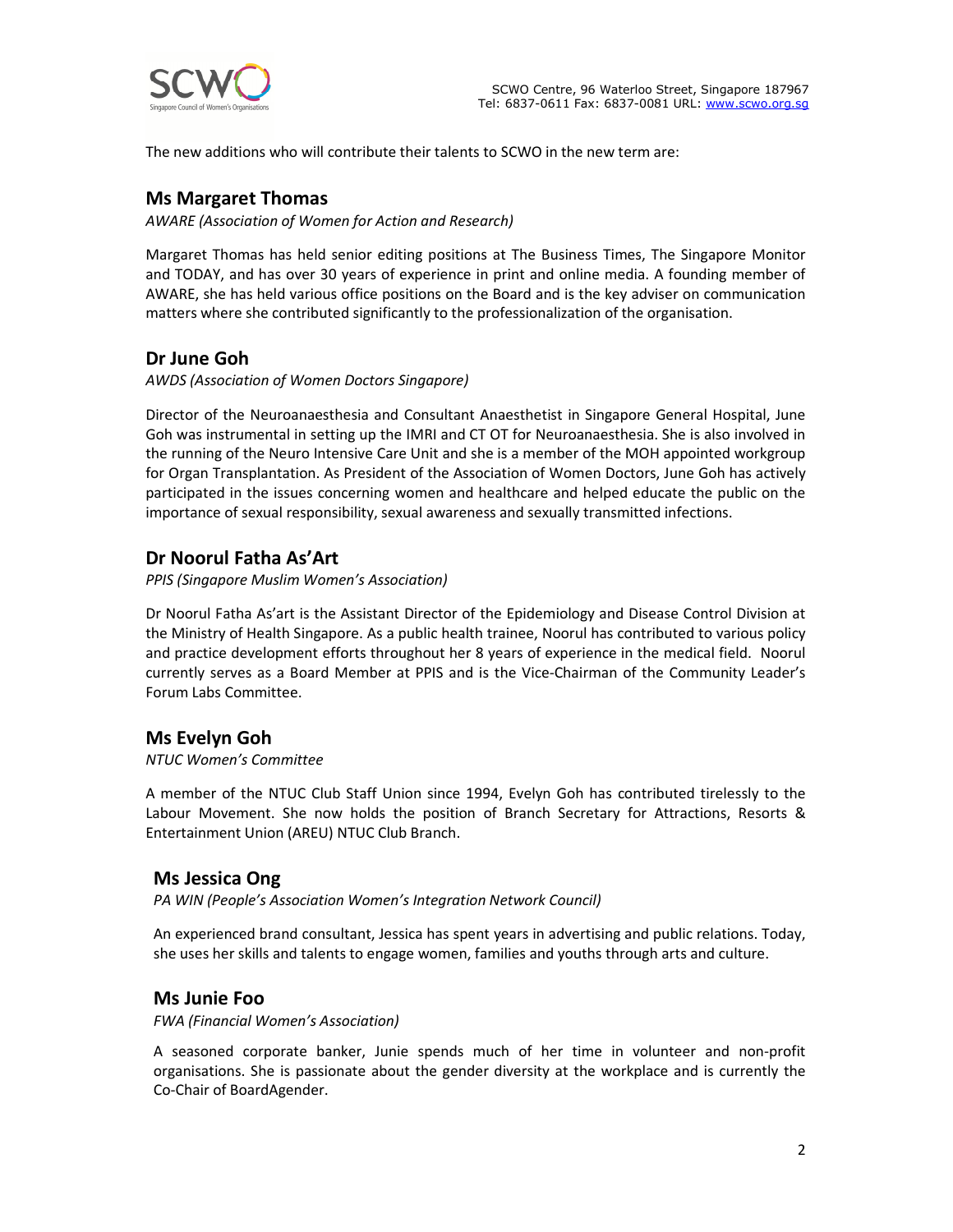The new additions who will contribute their talents to SCWO in the new term are:

## Ms Margaret Thomas

*AWARE (Association of Women for Action and Research)*

Margaret Thomas has held senior editing positions at The Business Times, The Singapore Monitor and TODAY, and has over 30 years of experience in print and online media. A founding member of AWARE, she has held various office positions on the Board and is the key adviser on communication matters where she contributed significantly to the professionalization of the organisation.

## Dr June Goh

*AWDS (Association of Women Doctors Singapore)*

Director of the Neuroanaesthesia and Consultant Anaesthetist in Singapore General Hospital, June Goh was instrumental in setting up the IMRI and CT OT for Neuroanaesthesia. She is also involved in the running of the Neuro Intensive Care Unit and she is a member of the MOH appointed workgroup for Organ Transplantation. As President of the Association of Women Doctors, June Goh has actively participated in the issues concerning women and healthcare and helped educate the public on the importance of sexual responsibility, sexual awareness and sexually transmitted infections.

## Dr Noorul Fatha As'Art

*PPIS (Singapore Muslim Women's Association)*

Dr Noorul Fatha As'art is the Assistant Director of the Epidemiology and Disease Control Division at the Ministry of Health Singapore. As a public health trainee, Noorul has contributed to various policy and practice development efforts throughout her 8 years of experience in the medical field. Noorul currently serves as a Board Member at PPIS and is the Vice-Chairman of the Community Leader's Forum Labs Committee.

## Ms Evelyn Goh

*NTUC Women's Committee*

A member of the NTUC Club Staff Union since 1994, Evelyn Goh has contributed tirelessly to the Labour Movement. She now holds the position of Branch Secretary for Attractions, Resorts & Entertainment Union (AREU) NTUC Club Branch.

## Ms Jessica Ong

*PA WIN (People's Association Women's Integration Network Council)*

An experienced brand consultant, Jessica has spent years in advertising and public relations. Today, she uses her skills and talents to engage women, families and youths through arts and culture.

## Ms Junie Foo

*FWA (Financial Women's Association)*

A seasoned corporate banker, Junie spends much of her time in volunteer and non-profit organisations. She is passionate about the gender diversity at the workplace and is currently the Co-Chair of BoardAgender.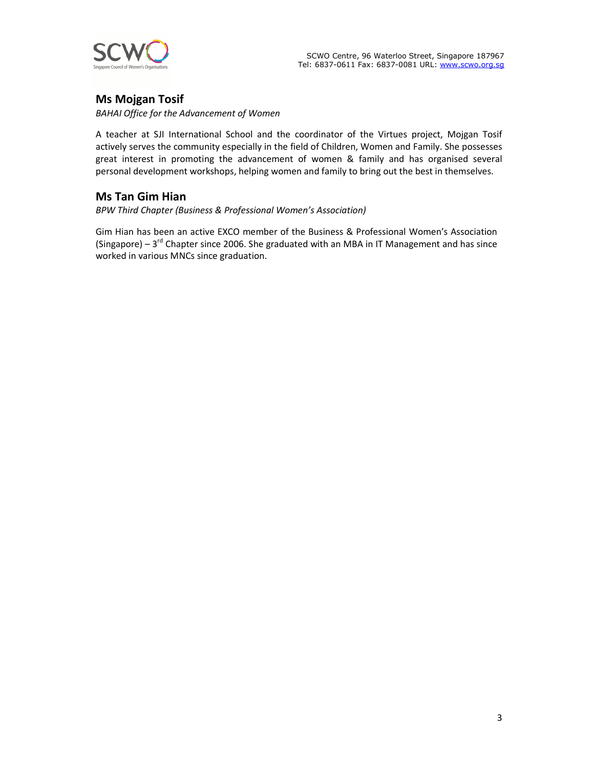## Ms Mojgan Tosif

*BAHAI Office for the Advancement of Women*

A teacher at SJI International School and the coordinator of the Virtues project, Mojgan Tosif actively serves the community especially in the field of Children, Women and Family. She possesses great interest in promoting the advancement of women & family and has organised several personal development workshops, helping women and family to bring out the best in themselves.

## Ms Tan Gim Hian

*BPW Third Chapter (Business & Professional Women's Association)*

Gim Hian has been an active EXCO member of the Business & Professional Women's Association (Singapore) – 3rd Chapter since 2006. She graduated with an MBA in IT Management and has since worked in various MNCs since graduation.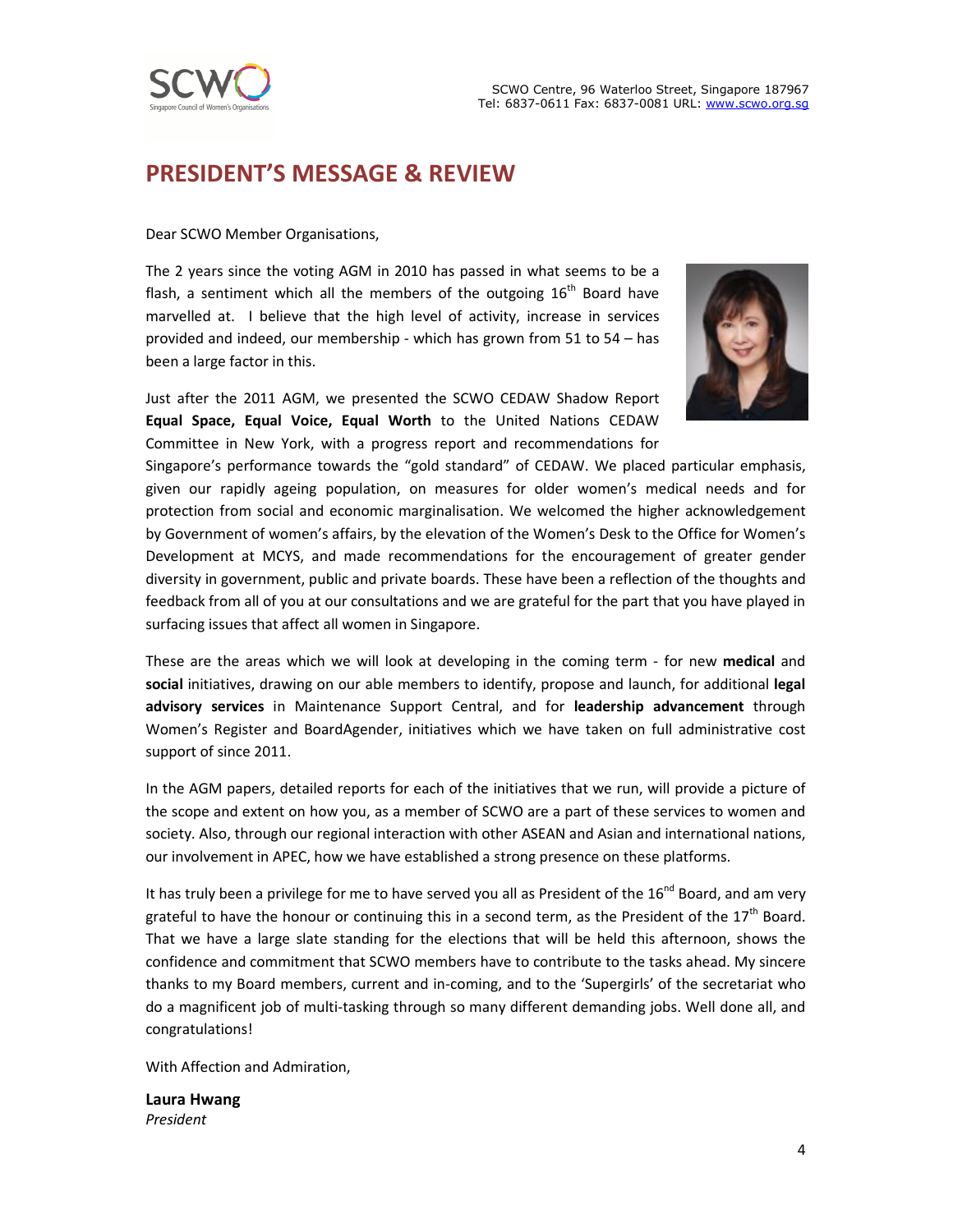SCWO Centre, 96 Waterloo Street, Singapore 187967
Tel: 6837-0611 Fax: 6837-0081 URL: www.scwo.org.sg

# PRESIDENT'S MESSAGE & REVIEW

Dear SCWO Member Organisations,

The 2 years since the voting AGM in 2010 has passed in what seems to be a flash, a sentiment which all the members of the outgoing 16th Board have marvelled at. I believe that the high level of activity, increase in services provided and indeed, our membership - which has grown from 51 to 54 – has been a large factor in this.

Just after the 2011 AGM, we presented the SCWO CEDAW Shadow Report **Equal Space, Equal Voice, Equal Worth** to the United Nations CEDAW Committee in New York, with a progress report and recommendations for Singapore's performance towards the "gold standard" of CEDAW. We placed particular emphasis, given our rapidly ageing population, on measures for older women's medical needs and for protection from social and economic marginalisation. We welcomed the higher acknowledgement by Government of women's affairs, by the elevation of the Women's Desk to the Office for Women's Development at MCYS, and made recommendations for the encouragement of greater gender diversity in government, public and private boards. These have been a reflection of the thoughts and feedback from all of you at our consultations and we are grateful for the part that you have played in surfacing issues that affect all women in Singapore.

These are the areas which we will look at developing in the coming term - for new **medical** and **social** initiatives, drawing on our able members to identify, propose and launch, for additional **legal advisory services** in Maintenance Support Central, and for **leadership advancement** through Women's Register and BoardAgender, initiatives which we have taken on full administrative cost support of since 2011.

In the AGM papers, detailed reports for each of the initiatives that we run, will provide a picture of the scope and extent on how you, as a member of SCWO are a part of these services to women and society. Also, through our regional interaction with other ASEAN and Asian and international nations, our involvement in APEC, how we have established a strong presence on these platforms.

It has truly been a privilege for me to have served you all as President of the 16nd Board, and am very grateful to have the honour or continuing this in a second term, as the President of the 17th Board. That we have a large slate standing for the elections that will be held this afternoon, shows the confidence and commitment that SCWO members have to contribute to the tasks ahead. My sincere thanks to my Board members, current and in-coming, and to the 'Supergirls' of the secretariat who do a magnificent job of multi-tasking through so many different demanding jobs. Well done all, and congratulations!

With Affection and Admiration,

**Laura Hwang**
*President*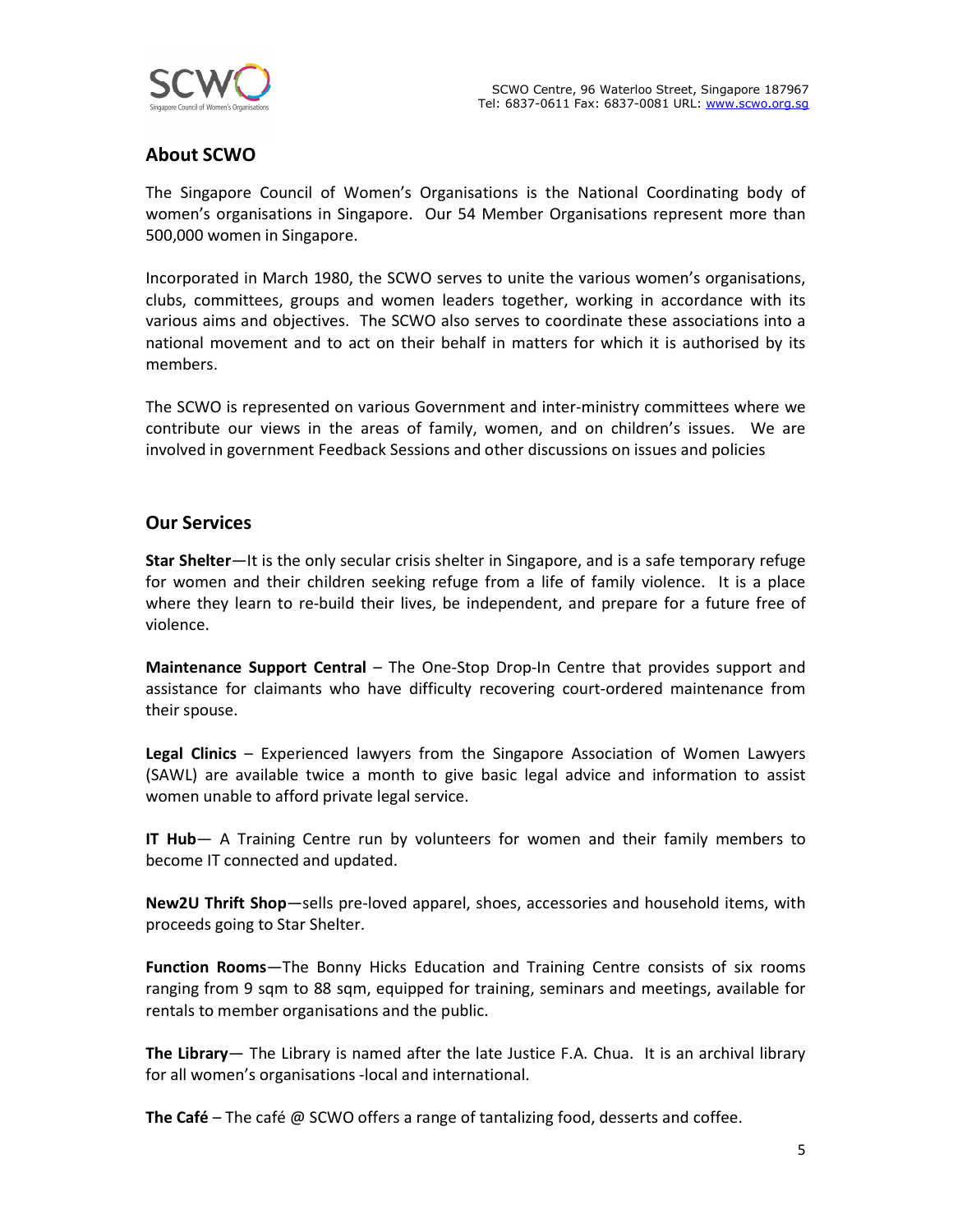SCWO Centre, 96 Waterloo Street, Singapore 187967
Tel: 6837-0611 Fax: 6837-0081 URL: www.scwo.org.sg

## About SCWO

The Singapore Council of Women's Organisations is the National Coordinating body of women's organisations in Singapore. Our 54 Member Organisations represent more than 500,000 women in Singapore.

Incorporated in March 1980, the SCWO serves to unite the various women's organisations, clubs, committees, groups and women leaders together, working in accordance with its various aims and objectives. The SCWO also serves to coordinate these associations into a national movement and to act on their behalf in matters for which it is authorised by its members.

The SCWO is represented on various Government and inter-ministry committees where we contribute our views in the areas of family, women, and on children's issues. We are involved in government Feedback Sessions and other discussions on issues and policies

## Our Services

**Star Shelter**—It is the only secular crisis shelter in Singapore, and is a safe temporary refuge for women and their children seeking refuge from a life of family violence. It is a place where they learn to re-build their lives, be independent, and prepare for a future free of violence.

**Maintenance Support Central** – The One-Stop Drop-In Centre that provides support and assistance for claimants who have difficulty recovering court-ordered maintenance from their spouse.

**Legal Clinics** – Experienced lawyers from the Singapore Association of Women Lawyers (SAWL) are available twice a month to give basic legal advice and information to assist women unable to afford private legal service.

**IT Hub**— A Training Centre run by volunteers for women and their family members to become IT connected and updated.

**New2U Thrift Shop**—sells pre-loved apparel, shoes, accessories and household items, with proceeds going to Star Shelter.

**Function Rooms**—The Bonny Hicks Education and Training Centre consists of six rooms ranging from 9 sqm to 88 sqm, equipped for training, seminars and meetings, available for rentals to member organisations and the public.

**The Library**— The Library is named after the late Justice F.A. Chua. It is an archival library for all women's organisations -local and international.

**The Café** – The café @ SCWO offers a range of tantalizing food, desserts and coffee.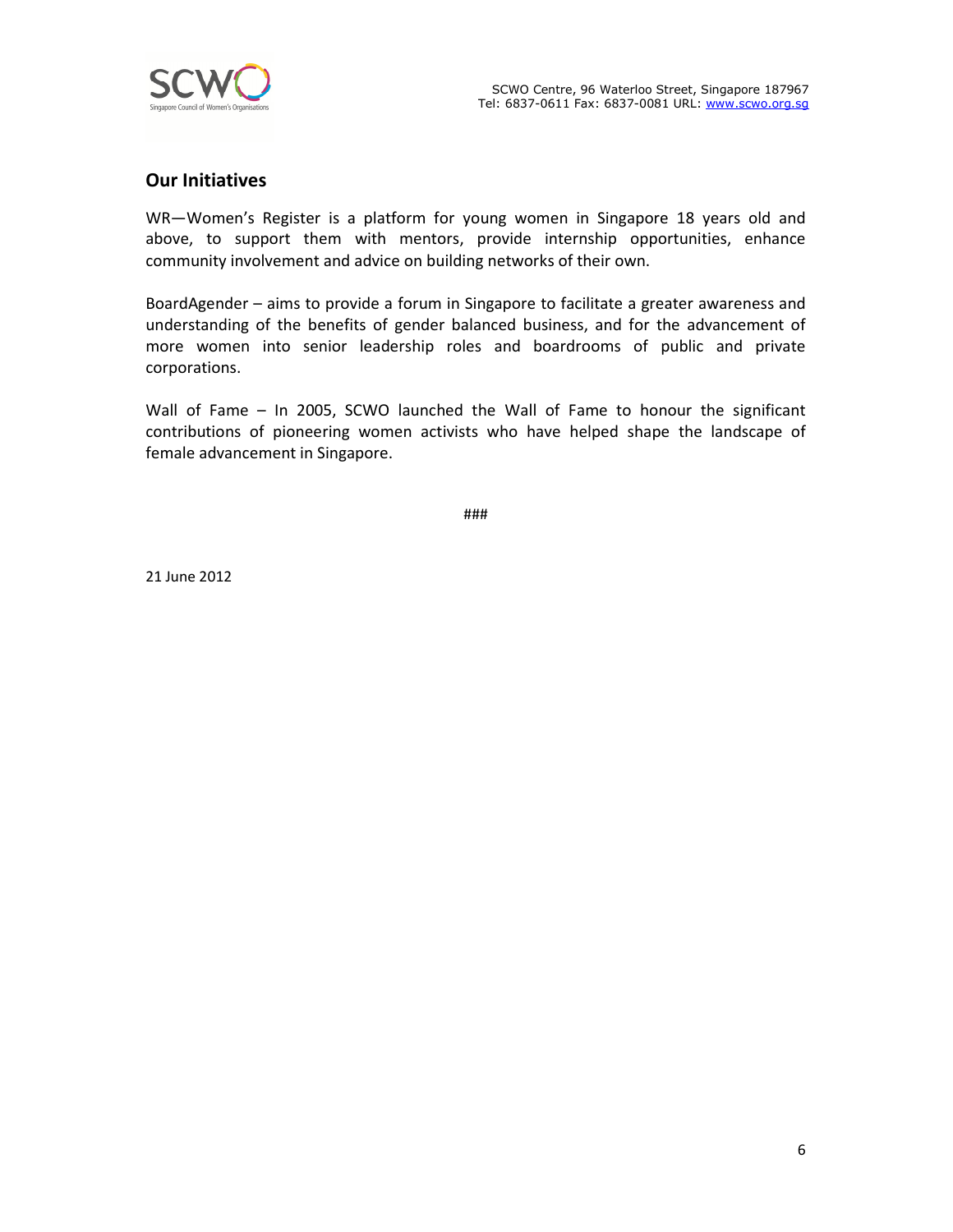## Our Initiatives

WR—Women's Register is a platform for young women in Singapore 18 years old and above, to support them with mentors, provide internship opportunities, enhance community involvement and advice on building networks of their own.

BoardAgender – aims to provide a forum in Singapore to facilitate a greater awareness and understanding of the benefits of gender balanced business, and for the advancement of more women into senior leadership roles and boardrooms of public and private corporations.

Wall of Fame – In 2005, SCWO launched the Wall of Fame to honour the significant contributions of pioneering women activists who have helped shape the landscape of female advancement in Singapore.

###

21 June 2012